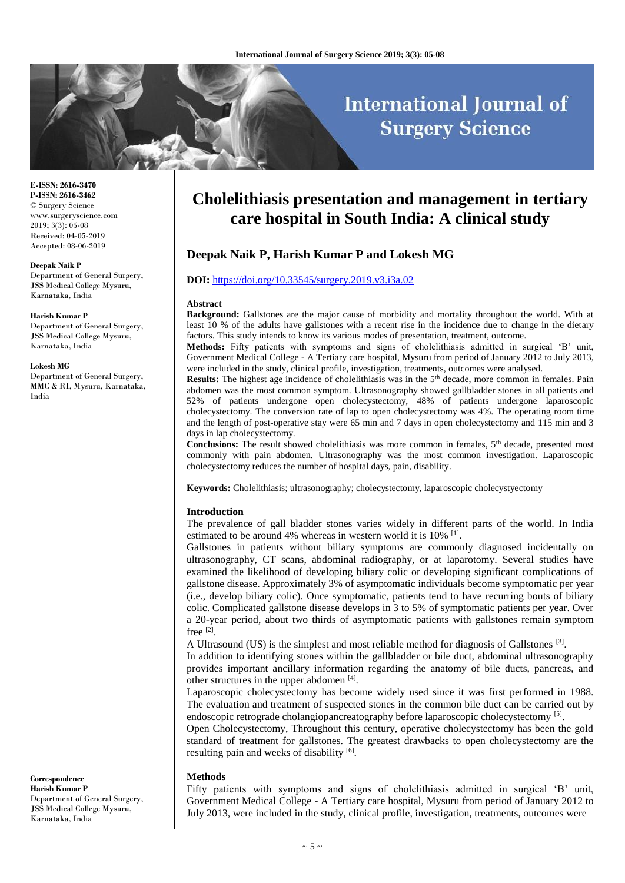# Cholelithiasis presentation and management in tertiary care hospital in South India: A clinical study

## Deepak Naik P, Harish Kumar P and Lokesh MG

**DOI:** https://doi.org/10.33545/surgery.2019.v3.i3a.02

**E-ISSN: 2616-3470**
**P-ISSN: 2616-3462**
© Surgery Science
www.surgeryscience.com
2019; 3(3): 05-08
Received: 04-05-2019
Accepted: 08-06-2019

**Deepak Naik P**
Department of General Surgery, JSS Medical College Mysuru, Karnataka, India

**Harish Kumar P**
Department of General Surgery, JSS Medical College Mysuru, Karnataka, India

**Lokesh MG**
Department of General Surgery, MMC & RI, Mysuru, Karnataka, India

**Correspondence**
**Harish Kumar P**
Department of General Surgery, JSS Medical College Mysuru, Karnataka, India

### Abstract

**Background:** Gallstones are the major cause of morbidity and mortality throughout the world. With at least 10 % of the adults have gallstones with a recent rise in the incidence due to change in the dietary factors. This study intends to know its various modes of presentation, treatment, outcome.

**Methods:** Fifty patients with symptoms and signs of cholelithiasis admitted in surgical 'B' unit, Government Medical College - A Tertiary care hospital, Mysuru from period of January 2012 to July 2013, were included in the study, clinical profile, investigation, treatments, outcomes were analysed.

**Results:** The highest age incidence of cholelithiasis was in the 5th decade, more common in females. Pain abdomen was the most common symptom. Ultrasonography showed gallbladder stones in all patients and 52% of patients undergone open cholecystectomy, 48% of patients undergone laparoscopic cholecystectomy. The conversion rate of lap to open cholecystectomy was 4%. The operating room time and the length of post-operative stay were 65 min and 7 days in open cholecystectomy and 115 min and 3 days in lap cholecystectomy.

**Conclusions:** The result showed cholelithiasis was more common in females, 5th decade, presented most commonly with pain abdomen. Ultrasonography was the most common investigation. Laparoscopic cholecystectomy reduces the number of hospital days, pain, disability.

**Keywords:** Cholelithiasis; ultrasonography; cholecystectomy, laparoscopic cholecystyectomy

### Introduction

The prevalence of gall bladder stones varies widely in different parts of the world. In India estimated to be around 4% whereas in western world it is 10% [1].

Gallstones in patients without biliary symptoms are commonly diagnosed incidentally on ultrasonography, CT scans, abdominal radiography, or at laparotomy. Several studies have examined the likelihood of developing biliary colic or developing significant complications of gallstone disease. Approximately 3% of asymptomatic individuals become symptomatic per year (i.e., develop biliary colic). Once symptomatic, patients tend to have recurring bouts of biliary colic. Complicated gallstone disease develops in 3 to 5% of symptomatic patients per year. Over a 20-year period, about two thirds of asymptomatic patients with gallstones remain symptom free [2].

A Ultrasound (US) is the simplest and most reliable method for diagnosis of Gallstones [3].

In addition to identifying stones within the gallbladder or bile duct, abdominal ultrasonography provides important ancillary information regarding the anatomy of bile ducts, pancreas, and other structures in the upper abdomen [4].

Laparoscopic cholecystectomy has become widely used since it was first performed in 1988. The evaluation and treatment of suspected stones in the common bile duct can be carried out by endoscopic retrograde cholangiopancreatography before laparoscopic cholecystectomy [5].

Open Cholecystectomy, Throughout this century, operative cholecystectomy has been the gold standard of treatment for gallstones. The greatest drawbacks to open cholecystectomy are the resulting pain and weeks of disability [6].

### Methods

Fifty patients with symptoms and signs of cholelithiasis admitted in surgical 'B' unit, Government Medical College - A Tertiary care hospital, Mysuru from period of January 2012 to July 2013, were included in the study, clinical profile, investigation, treatments, outcomes were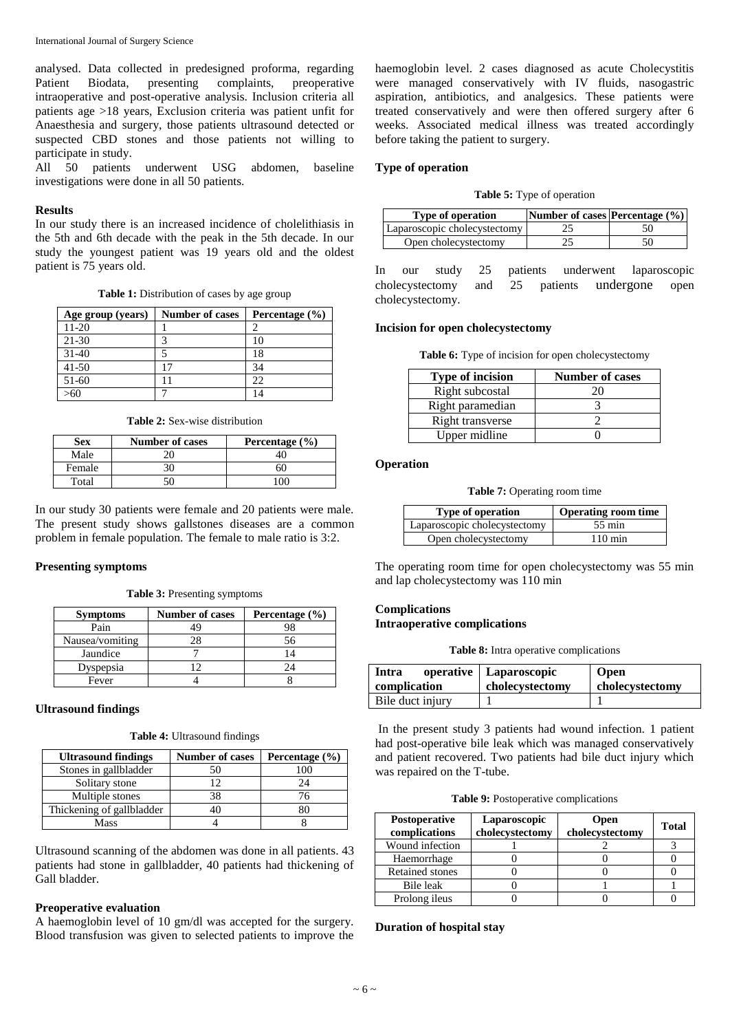analysed. Data collected in predesigned proforma, regarding Patient Biodata, presenting complaints, preoperative intraoperative and post-operative analysis. Inclusion criteria all patients age >18 years, Exclusion criteria was patient unfit for Anaesthesia and surgery, those patients ultrasound detected or suspected CBD stones and those patients not willing to participate in study.

All 50 patients underwent USG abdomen, baseline investigations were done in all 50 patients.

### Results

In our study there is an increased incidence of cholelithiasis in the 5th and 6th decade with the peak in the 5th decade. In our study the youngest patient was 19 years old and the oldest patient is 75 years old.

**Table 1:** Distribution of cases by age group

| Age group (years) | Number of cases | Percentage (%) |
|---|---|---|
| 11-20 | 1 | 2 |
| 21-30 | 3 | 10 |
| 31-40 | 5 | 18 |
| 41-50 | 17 | 34 |
| 51-60 | 11 | 22 |
| >60 | 7 | 14 |

**Table 2:** Sex-wise distribution

| Sex | Number of cases | Percentage (%) |
|---|---|---|
| Male | 20 | 40 |
| Female | 30 | 60 |
| Total | 50 | 100 |

In our study 30 patients were female and 20 patients were male. The present study shows gallstones diseases are a common problem in female population. The female to male ratio is 3:2.

### Presenting symptoms

**Table 3:** Presenting symptoms

| Symptoms | Number of cases | Percentage (%) |
|---|---|---|
| Pain | 49 | 98 |
| Nausea/vomiting | 28 | 56 |
| Jaundice | 7 | 14 |
| Dyspepsia | 12 | 24 |
| Fever | 4 | 8 |

### Ultrasound findings

**Table 4:** Ultrasound findings

| Ultrasound findings | Number of cases | Percentage (%) |
|---|---|---|
| Stones in gallbladder | 50 | 100 |
| Solitary stone | 12 | 24 |
| Multiple stones | 38 | 76 |
| Thickening of gallbladder | 40 | 80 |
| Mass | 4 | 8 |

Ultrasound scanning of the abdomen was done in all patients. 43 patients had stone in gallbladder, 40 patients had thickening of Gall bladder.

### Preoperative evaluation

A haemoglobin level of 10 gm/dl was accepted for the surgery. Blood transfusion was given to selected patients to improve the haemoglobin level. 2 cases diagnosed as acute Cholecystitis were managed conservatively with IV fluids, nasogastric aspiration, antibiotics, and analgesics. These patients were treated conservatively and were then offered surgery after 6 weeks. Associated medical illness was treated accordingly before taking the patient to surgery.

### Type of operation

**Table 5:** Type of operation

| Type of operation | Number of cases | Percentage (%) |
|---|---|---|
| Laparoscopic cholecystectomy | 25 | 50 |
| Open cholecystectomy | 25 | 50 |

In our study 25 patients underwent laparoscopic cholecystectomy and 25 patients undergone open cholecystectomy.

### Incision for open cholecystectomy

**Table 6:** Type of incision for open cholecystectomy

| Type of incision | Number of cases |
|---|---|
| Right subcostal | 20 |
| Right paramedian | 3 |
| Right transverse | 2 |
| Upper midline | 0 |

### Operation

**Table 7:** Operating room time

| Type of operation | Operating room time |
|---|---|
| Laparoscopic cholecystectomy | 55 min |
| Open cholecystectomy | 110 min |

The operating room time for open cholecystectomy was 55 min and lap cholecystectomy was 110 min

### Complications

### Intraoperative complications

**Table 8:** Intra operative complications

| Intra operative complication | Laparoscopic cholecystectomy | Open cholecystectomy |
|---|---|---|
| Bile duct injury | 1 | 1 |

In the present study 3 patients had wound infection. 1 patient had post-operative bile leak which was managed conservatively and patient recovered. Two patients had bile duct injury which was repaired on the T-tube.

**Table 9:** Postoperative complications

| Postoperative complications | Laparoscopic cholecystectomy | Open cholecystectomy | Total |
|---|---|---|---|
| Wound infection | 1 | 2 | 3 |
| Haemorrhage | 0 | 0 | 0 |
| Retained stones | 0 | 0 | 0 |
| Bile leak | 0 | 1 | 1 |
| Prolong ileus | 0 | 0 | 0 |

### Duration of hospital stay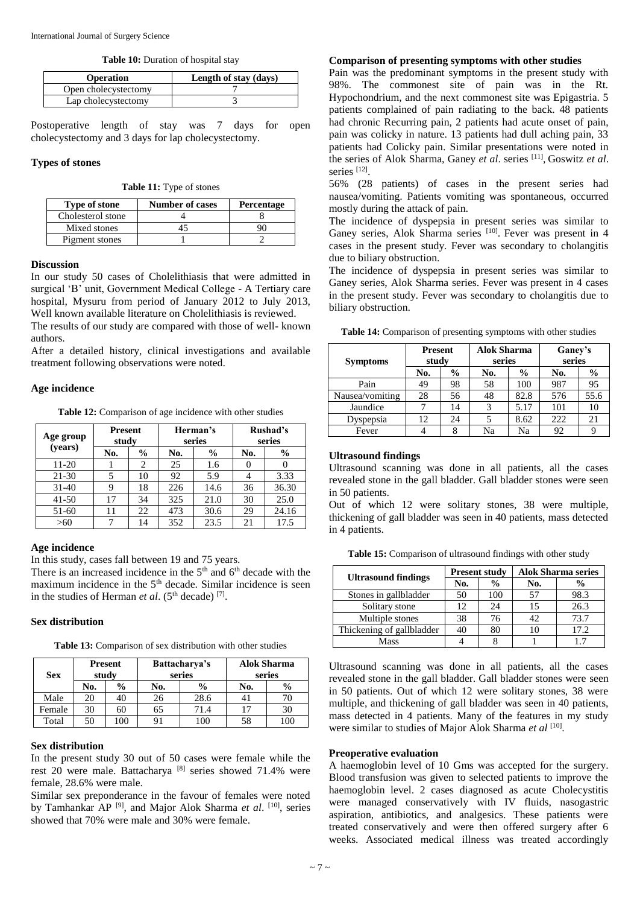**Table 10:** Duration of hospital stay

| Operation | Length of stay (days) |
|---|---|
| Open cholecystectomy | 7 |
| Lap cholecystectomy | 3 |

Postoperative length of stay was 7 days for open cholecystectomy and 3 days for lap cholecystectomy.

### Types of stones

**Table 11:** Type of stones

| Type of stone | Number of cases | Percentage |
|---|---|---|
| Cholesterol stone | 4 | 8 |
| Mixed stones | 45 | 90 |
| Pigment stones | 1 | 2 |

### Discussion

In our study 50 cases of Cholelithiasis that were admitted in surgical 'B' unit, Government Medical College - A Tertiary care hospital, Mysuru from period of January 2012 to July 2013, Well known available literature on Cholelithiasis is reviewed.

The results of our study are compared with those of well- known authors.

After a detailed history, clinical investigations and available treatment following observations were noted.

### Age incidence

**Table 12:** Comparison of age incidence with other studies

| Age group (years) | Present study | | Herman's series | | Rushad's series | |
|---|---|---|---|---|---|---|
| | No. | % | No. | % | No. | % |
| 11-20 | 1 | 2 | 25 | 1.6 | 0 | 0 |
| 21-30 | 5 | 10 | 92 | 5.9 | 4 | 3.33 |
| 31-40 | 9 | 18 | 226 | 14.6 | 36 | 36.30 |
| 41-50 | 17 | 34 | 325 | 21.0 | 30 | 25.0 |
| 51-60 | 11 | 22 | 473 | 30.6 | 29 | 24.16 |
| >60 | 7 | 14 | 352 | 23.5 | 21 | 17.5 |

### Age incidence

In this study, cases fall between 19 and 75 years.

There is an increased incidence in the 5th and 6th decade with the maximum incidence in the 5th decade. Similar incidence is seen in the studies of Herman *et al*. (5th decade) [7].

### Sex distribution

**Table 13:** Comparison of sex distribution with other studies

| Sex | Present study | | Battacharya's series | | Alok Sharma series | |
|---|---|---|---|---|---|---|
| | No. | % | No. | % | No. | % |
| Male | 20 | 40 | 26 | 28.6 | 41 | 70 |
| Female | 30 | 60 | 65 | 71.4 | 17 | 30 |
| Total | 50 | 100 | 91 | 100 | 58 | 100 |

### Sex distribution

In the present study 30 out of 50 cases were female while the rest 20 were male. Battacharya [8] series showed 71.4% were female, 28.6% were male.

Similar sex preponderance in the favour of females were noted by Tamhankar AP [9], and Major Alok Sharma *et al*. [10], series showed that 70% were male and 30% were female.

### Comparison of presenting symptoms with other studies

Pain was the predominant symptoms in the present study with 98%. The commonest site of pain was in the Rt. Hypochondrium, and the next commonest site was Epigastria. 5 patients complained of pain radiating to the back. 48 patients had chronic Recurring pain, 2 patients had acute onset of pain, pain was colicky in nature. 13 patients had dull aching pain, 33 patients had Colicky pain. Similar presentations were noted in the series of Alok Sharma, Ganey *et al*. series [11], Goswitz *et al*. series [12].

56% (28 patients) of cases in the present series had nausea/vomiting. Patients vomiting was spontaneous, occurred mostly during the attack of pain.

The incidence of dyspepsia in present series was similar to Ganey series, Alok Sharma series [10]. Fever was present in 4 cases in the present study. Fever was secondary to cholangitis due to biliary obstruction.

The incidence of dyspepsia in present series was similar to Ganey series, Alok Sharma series. Fever was present in 4 cases in the present study. Fever was secondary to cholangitis due to biliary obstruction.

**Table 14:** Comparison of presenting symptoms with other studies

| Symptoms | Present study | | Alok Sharma series | | Ganey's series | |
|---|---|---|---|---|---|---|
| | No. | % | No. | % | No. | % |
| Pain | 49 | 98 | 58 | 100 | 987 | 95 |
| Nausea/vomiting | 28 | 56 | 48 | 82.8 | 576 | 55.6 |
| Jaundice | 7 | 14 | 3 | 5.17 | 101 | 10 |
| Dyspepsia | 12 | 24 | 5 | 8.62 | 222 | 21 |
| Fever | 4 | 8 | Na | Na | 92 | 9 |

### Ultrasound findings

Ultrasound scanning was done in all patients, all the cases revealed stone in the gall bladder. Gall bladder stones were seen in 50 patients.

Out of which 12 were solitary stones, 38 were multiple, thickening of gall bladder was seen in 40 patients, mass detected in 4 patients.

**Table 15:** Comparison of ultrasound findings with other study

| Ultrasound findings | Present study | | Alok Sharma series | |
|---|---|---|---|---|
| | No. | % | No. | % |
| Stones in gallbladder | 50 | 100 | 57 | 98.3 |
| Solitary stone | 12 | 24 | 15 | 26.3 |
| Multiple stones | 38 | 76 | 42 | 73.7 |
| Thickening of gallbladder | 40 | 80 | 10 | 17.2 |
| Mass | 4 | 8 | 1 | 1.7 |

Ultrasound scanning was done in all patients, all the cases revealed stone in the gall bladder. Gall bladder stones were seen in 50 patients. Out of which 12 were solitary stones, 38 were multiple, and thickening of gall bladder was seen in 40 patients, mass detected in 4 patients. Many of the features in my study were similar to studies of Major Alok Sharma *et al* [10].

### Preoperative evaluation

A haemoglobin level of 10 Gms was accepted for the surgery. Blood transfusion was given to selected patients to improve the haemoglobin level. 2 cases diagnosed as acute Cholecystitis were managed conservatively with IV fluids, nasogastric aspiration, antibiotics, and analgesics. These patients were treated conservatively and were then offered surgery after 6 weeks. Associated medical illness was treated accordingly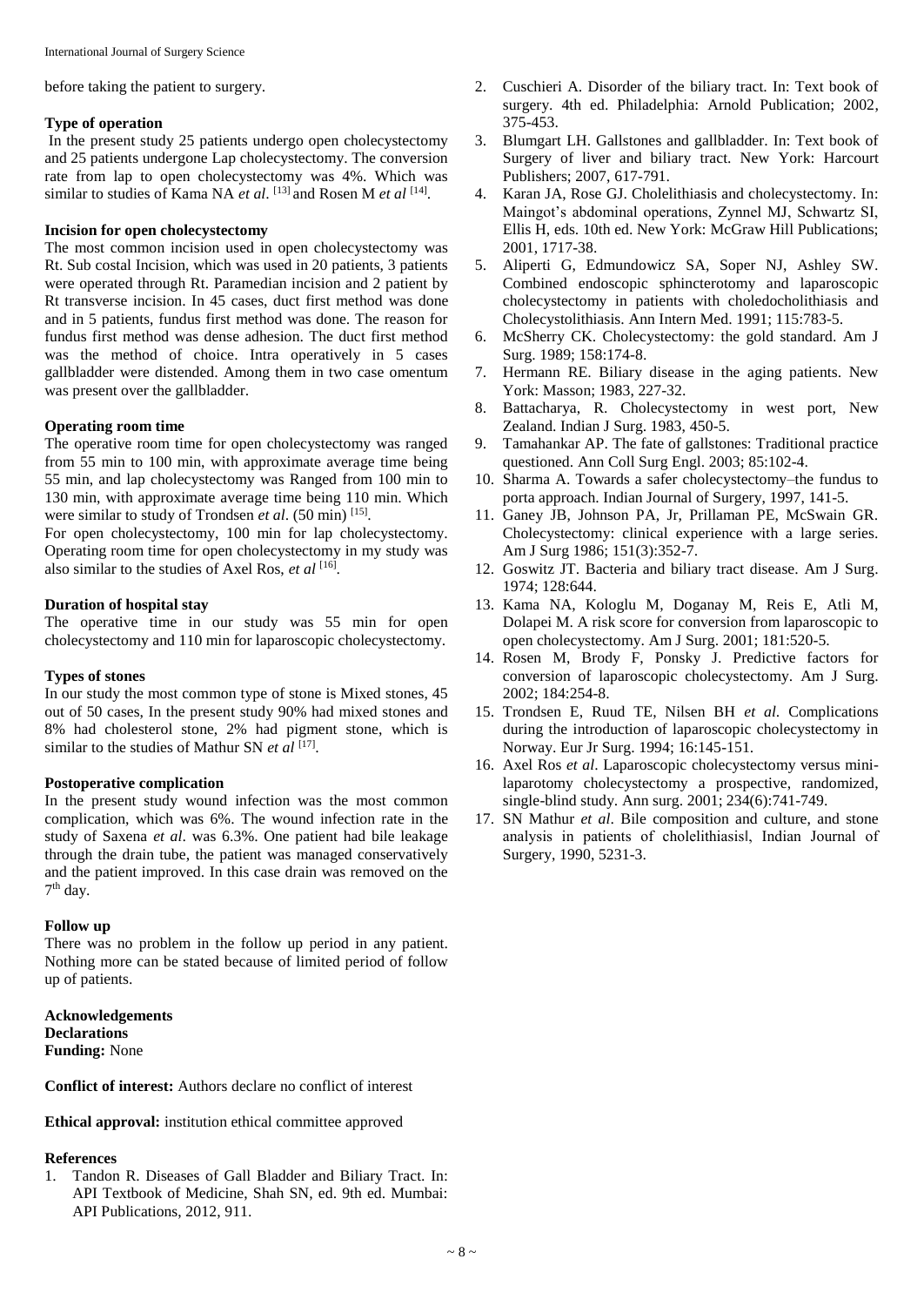before taking the patient to surgery.

### Type of operation

In the present study 25 patients undergo open cholecystectomy and 25 patients undergone Lap cholecystectomy. The conversion rate from lap to open cholecystectomy was 4%. Which was similar to studies of Kama NA *et al*. [13] and Rosen M *et al* [14].

### Incision for open cholecystectomy

The most common incision used in open cholecystectomy was Rt. Sub costal Incision, which was used in 20 patients, 3 patients were operated through Rt. Paramedian incision and 2 patient by Rt transverse incision. In 45 cases, duct first method was done and in 5 patients, fundus first method was done. The reason for fundus first method was dense adhesion. The duct first method was the method of choice. Intra operatively in 5 cases gallbladder were distended. Among them in two case omentum was present over the gallbladder.

### Operating room time

The operative room time for open cholecystectomy was ranged from 55 min to 100 min, with approximate average time being 55 min, and lap cholecystectomy was Ranged from 100 min to 130 min, with approximate average time being 110 min. Which were similar to study of Trondsen *et al*. (50 min) [15].

For open cholecystectomy, 100 min for lap cholecystectomy. Operating room time for open cholecystectomy in my study was also similar to the studies of Axel Ros, *et al* [16].

### Duration of hospital stay

The operative time in our study was 55 min for open cholecystectomy and 110 min for laparoscopic cholecystectomy.

### Types of stones

In our study the most common type of stone is Mixed stones, 45 out of 50 cases, In the present study 90% had mixed stones and 8% had cholesterol stone, 2% had pigment stone, which is similar to the studies of Mathur SN *et al* [17].

### Postoperative complication

In the present study wound infection was the most common complication, which was 6%. The wound infection rate in the study of Saxena *et al*. was 6.3%. One patient had bile leakage through the drain tube, the patient was managed conservatively and the patient improved. In this case drain was removed on the 7th day.

### Follow up

There was no problem in the follow up period in any patient. Nothing more can be stated because of limited period of follow up of patients.

**Acknowledgements**

**Declarations**

**Funding:** None

**Conflict of interest:** Authors declare no conflict of interest

**Ethical approval:** institution ethical committee approved

### References

1. Tandon R. Diseases of Gall Bladder and Biliary Tract. In: API Textbook of Medicine, Shah SN, ed. 9th ed. Mumbai: API Publications, 2012, 911.
2. Cuschieri A. Disorder of the biliary tract. In: Text book of surgery. 4th ed. Philadelphia: Arnold Publication; 2002, 375-453.
3. Blumgart LH. Gallstones and gallbladder. In: Text book of Surgery of liver and biliary tract. New York: Harcourt Publishers; 2007, 617-791.
4. Karan JA, Rose GJ. Cholelithiasis and cholecystectomy. In: Maingot's abdominal operations, Zynnel MJ, Schwartz SI, Ellis H, eds. 10th ed. New York: McGraw Hill Publications; 2001, 1717-38.
5. Aliperti G, Edmundowicz SA, Soper NJ, Ashley SW. Combined endoscopic sphincterotomy and laparoscopic cholecystectomy in patients with choledocholithiasis and Cholecystolithiasis. Ann Intern Med. 1991; 115:783-5.
6. McSherry CK. Cholecystectomy: the gold standard. Am J Surg. 1989; 158:174-8.
7. Hermann RE. Biliary disease in the aging patients. New York: Masson; 1983, 227-32.
8. Battacharya, R. Cholecystectomy in west port, New Zealand. Indian J Surg. 1983, 450-5.
9. Tamahankar AP. The fate of gallstones: Traditional practice questioned. Ann Coll Surg Engl. 2003; 85:102-4.
10. Sharma A. Towards a safer cholecystectomy–the fundus to porta approach. Indian Journal of Surgery, 1997, 141-5.
11. Ganey JB, Johnson PA, Jr, Prillaman PE, McSwain GR. Cholecystectomy: clinical experience with a large series. Am J Surg 1986; 151(3):352-7.
12. Goswitz JT. Bacteria and biliary tract disease. Am J Surg. 1974; 128:644.
13. Kama NA, Kologlu M, Doganay M, Reis E, Atli M, Dolapei M. A risk score for conversion from laparoscopic to open cholecystectomy. Am J Surg. 2001; 181:520-5.
14. Rosen M, Brody F, Ponsky J. Predictive factors for conversion of laparoscopic cholecystectomy. Am J Surg. 2002; 184:254-8.
15. Trondsen E, Ruud TE, Nilsen BH *et al*. Complications during the introduction of laparoscopic cholecystectomy in Norway. Eur Jr Surg. 1994; 16:145-151.
16. Axel Ros *et al*. Laparoscopic cholecystectomy versus mini-laparotomy cholecystectomy a prospective, randomized, single-blind study. Ann surg. 2001; 234(6):741-749.
17. SN Mathur *et al*. Bile composition and culture, and stone analysis in patients of cholelithiasisl, Indian Journal of Surgery, 1990, 5231-3.